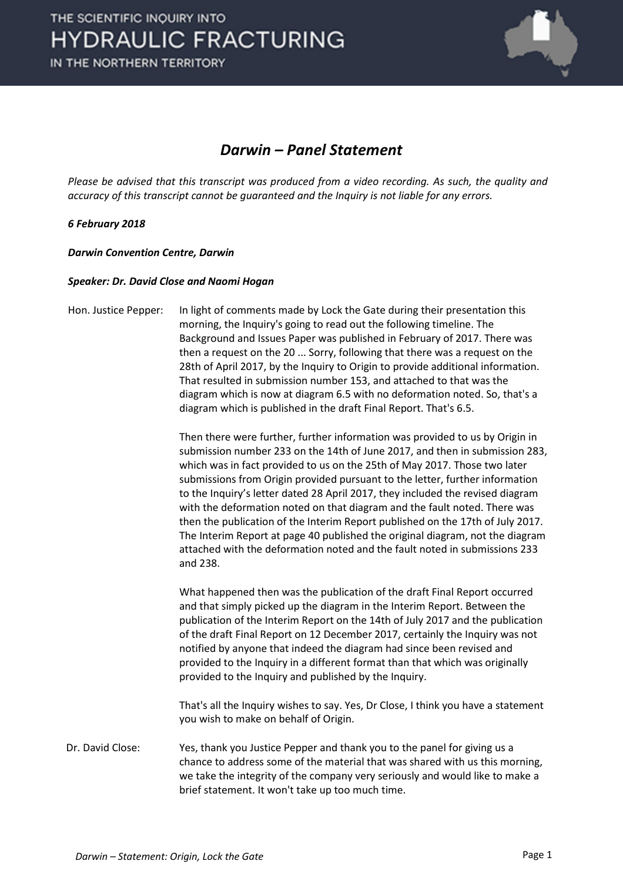# Darwin – Panel Statement

*Please be advised that this transcript was produced from a video recording. As such, the quality and accuracy of this transcript cannot be guaranteed and the Inquiry is not liable for any errors.*

***6 February 2018***

***Darwin Convention Centre, Darwin***

***Speaker: Dr. David Close and Naomi Hogan***

| | |
|---|---|
| Hon. Justice Pepper: | In light of comments made by Lock the Gate during their presentation this morning, the Inquiry's going to read out the following timeline. The Background and Issues Paper was published in February of 2017. There was then a request on the 20 ... Sorry, following that there was a request on the 28th of April 2017, by the Inquiry to Origin to provide additional information. That resulted in submission number 153, and attached to that was the diagram which is now at diagram 6.5 with no deformation noted. So, that's a diagram which is published in the draft Final Report. That's 6.5. |
| | Then there were further, further information was provided to us by Origin in submission number 233 on the 14th of June 2017, and then in submission 283, which was in fact provided to us on the 25th of May 2017. Those two later submissions from Origin provided pursuant to the letter, further information to the Inquiry's letter dated 28 April 2017, they included the revised diagram with the deformation noted on that diagram and the fault noted. There was then the publication of the Interim Report published on the 17th of July 2017. The Interim Report at page 40 published the original diagram, not the diagram attached with the deformation noted and the fault noted in submissions 233 and 238. |
| | What happened then was the publication of the draft Final Report occurred and that simply picked up the diagram in the Interim Report. Between the publication of the Interim Report on the 14th of July 2017 and the publication of the draft Final Report on 12 December 2017, certainly the Inquiry was not notified by anyone that indeed the diagram had since been revised and provided to the Inquiry in a different format than that which was originally provided to the Inquiry and published by the Inquiry. |
| | That's all the Inquiry wishes to say. Yes, Dr Close, I think you have a statement you wish to make on behalf of Origin. |
| Dr. David Close: | Yes, thank you Justice Pepper and thank you to the panel for giving us a chance to address some of the material that was shared with us this morning, we take the integrity of the company very seriously and would like to make a brief statement. It won't take up too much time. |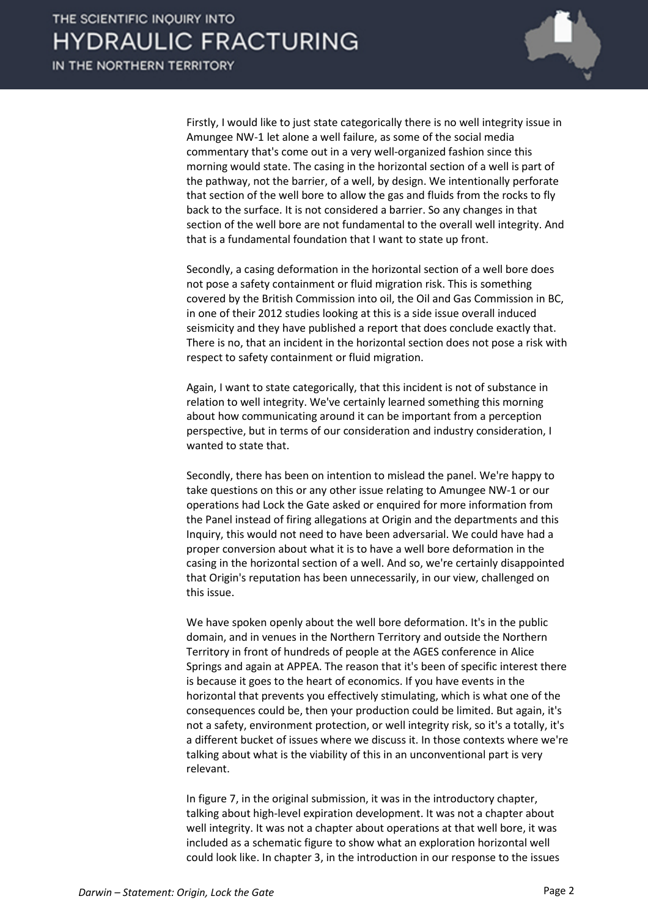Firstly, I would like to just state categorically there is no well integrity issue in Amungee NW-1 let alone a well failure, as some of the social media commentary that's come out in a very well-organized fashion since this morning would state. The casing in the horizontal section of a well is part of the pathway, not the barrier, of a well, by design. We intentionally perforate that section of the well bore to allow the gas and fluids from the rocks to fly back to the surface. It is not considered a barrier. So any changes in that section of the well bore are not fundamental to the overall well integrity. And that is a fundamental foundation that I want to state up front.

Secondly, a casing deformation in the horizontal section of a well bore does not pose a safety containment or fluid migration risk. This is something covered by the British Commission into oil, the Oil and Gas Commission in BC, in one of their 2012 studies looking at this is a side issue overall induced seismicity and they have published a report that does conclude exactly that. There is no, that an incident in the horizontal section does not pose a risk with respect to safety containment or fluid migration.

Again, I want to state categorically, that this incident is not of substance in relation to well integrity. We've certainly learned something this morning about how communicating around it can be important from a perception perspective, but in terms of our consideration and industry consideration, I wanted to state that.

Secondly, there has been on intention to mislead the panel. We're happy to take questions on this or any other issue relating to Amungee NW-1 or our operations had Lock the Gate asked or enquired for more information from the Panel instead of firing allegations at Origin and the departments and this Inquiry, this would not need to have been adversarial. We could have had a proper conversion about what it is to have a well bore deformation in the casing in the horizontal section of a well. And so, we're certainly disappointed that Origin's reputation has been unnecessarily, in our view, challenged on this issue.

We have spoken openly about the well bore deformation. It's in the public domain, and in venues in the Northern Territory and outside the Northern Territory in front of hundreds of people at the AGES conference in Alice Springs and again at APPEA. The reason that it's been of specific interest there is because it goes to the heart of economics. If you have events in the horizontal that prevents you effectively stimulating, which is what one of the consequences could be, then your production could be limited. But again, it's not a safety, environment protection, or well integrity risk, so it's a totally, it's a different bucket of issues where we discuss it. In those contexts where we're talking about what is the viability of this in an unconventional part is very relevant.

In figure 7, in the original submission, it was in the introductory chapter, talking about high-level expiration development. It was not a chapter about well integrity. It was not a chapter about operations at that well bore, it was included as a schematic figure to show what an exploration horizontal well could look like. In chapter 3, in the introduction in our response to the issues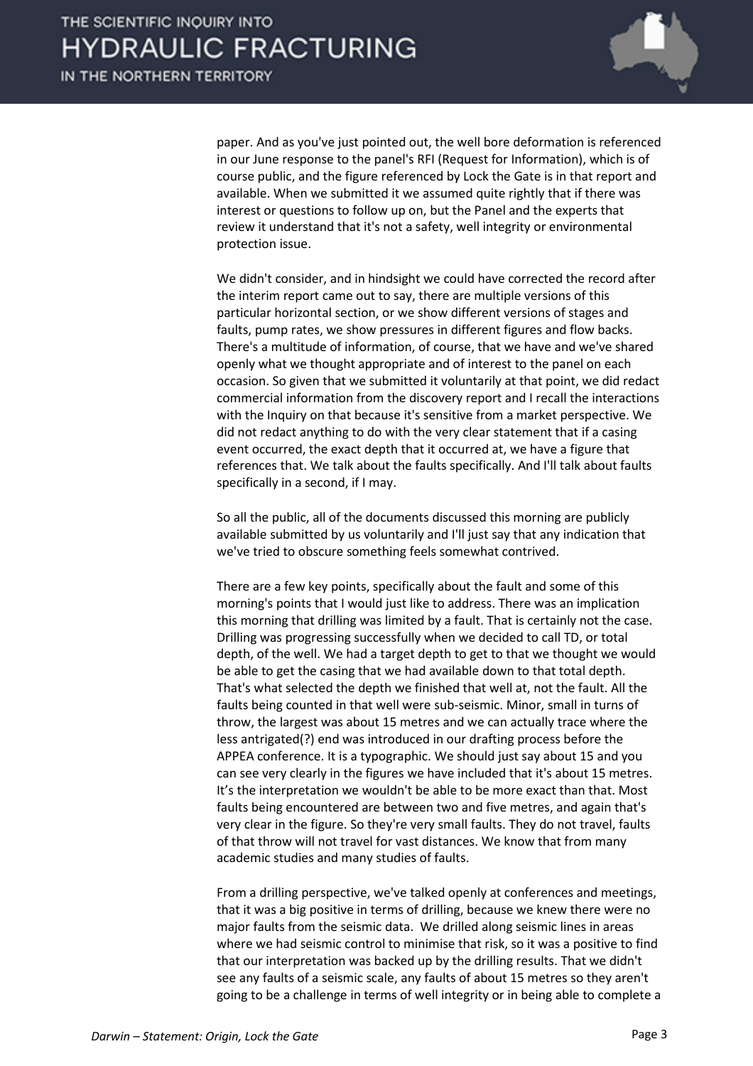paper. And as you've just pointed out, the well bore deformation is referenced in our June response to the panel's RFI (Request for Information), which is of course public, and the figure referenced by Lock the Gate is in that report and available. When we submitted it we assumed quite rightly that if there was interest or questions to follow up on, but the Panel and the experts that review it understand that it's not a safety, well integrity or environmental protection issue.

We didn't consider, and in hindsight we could have corrected the record after the interim report came out to say, there are multiple versions of this particular horizontal section, or we show different versions of stages and faults, pump rates, we show pressures in different figures and flow backs. There's a multitude of information, of course, that we have and we've shared openly what we thought appropriate and of interest to the panel on each occasion. So given that we submitted it voluntarily at that point, we did redact commercial information from the discovery report and I recall the interactions with the Inquiry on that because it's sensitive from a market perspective. We did not redact anything to do with the very clear statement that if a casing event occurred, the exact depth that it occurred at, we have a figure that references that. We talk about the faults specifically. And I'll talk about faults specifically in a second, if I may.

So all the public, all of the documents discussed this morning are publicly available submitted by us voluntarily and I'll just say that any indication that we've tried to obscure something feels somewhat contrived.

There are a few key points, specifically about the fault and some of this morning's points that I would just like to address. There was an implication this morning that drilling was limited by a fault. That is certainly not the case. Drilling was progressing successfully when we decided to call TD, or total depth, of the well. We had a target depth to get to that we thought we would be able to get the casing that we had available down to that total depth. That's what selected the depth we finished that well at, not the fault. All the faults being counted in that well were sub-seismic. Minor, small in turns of throw, the largest was about 15 metres and we can actually trace where the less antrigated(?) end was introduced in our drafting process before the APPEA conference. It is a typographic. We should just say about 15 and you can see very clearly in the figures we have included that it's about 15 metres. It's the interpretation we wouldn't be able to be more exact than that. Most faults being encountered are between two and five metres, and again that's very clear in the figure. So they're very small faults. They do not travel, faults of that throw will not travel for vast distances. We know that from many academic studies and many studies of faults.

From a drilling perspective, we've talked openly at conferences and meetings, that it was a big positive in terms of drilling, because we knew there were no major faults from the seismic data. We drilled along seismic lines in areas where we had seismic control to minimise that risk, so it was a positive to find that our interpretation was backed up by the drilling results. That we didn't see any faults of a seismic scale, any faults of about 15 metres so they aren't going to be a challenge in terms of well integrity or in being able to complete a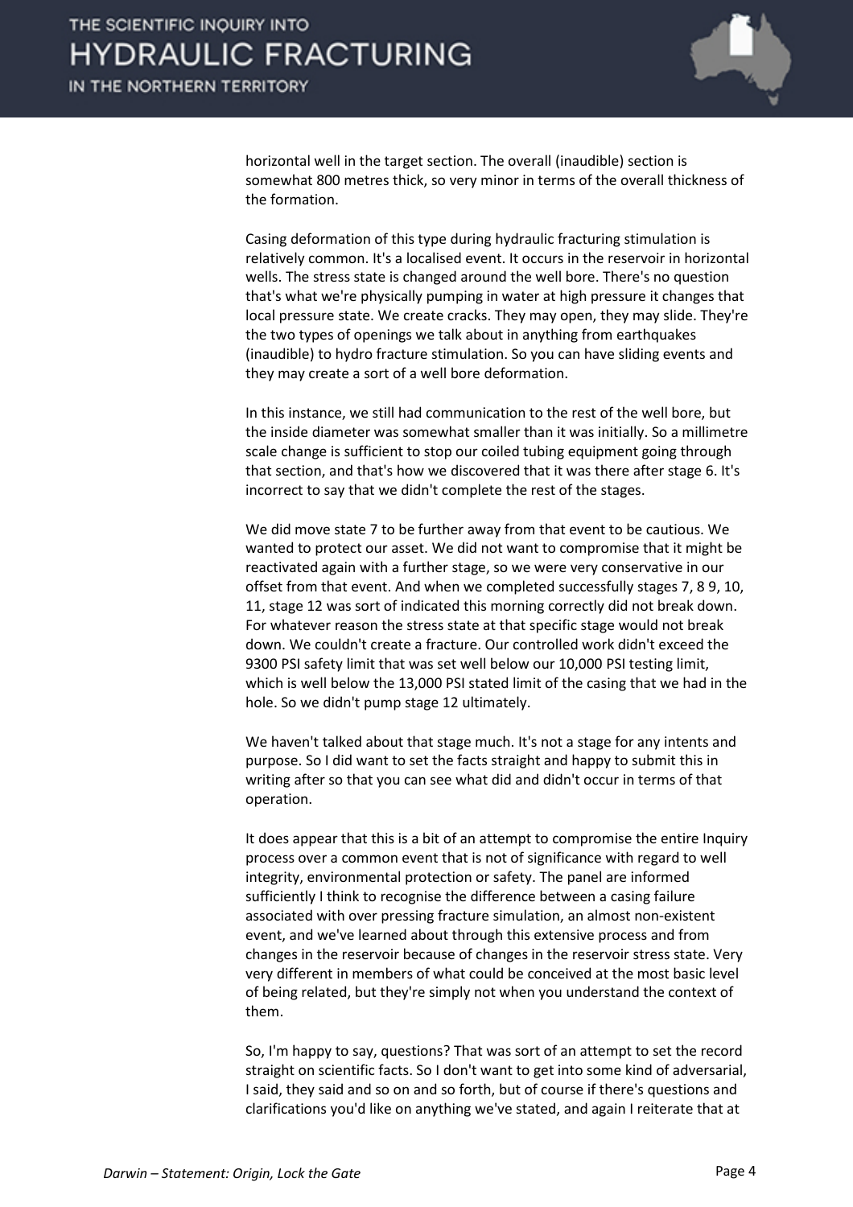horizontal well in the target section. The overall (inaudible) section is somewhat 800 metres thick, so very minor in terms of the overall thickness of the formation.

Casing deformation of this type during hydraulic fracturing stimulation is relatively common. It's a localised event. It occurs in the reservoir in horizontal wells. The stress state is changed around the well bore. There's no question that's what we're physically pumping in water at high pressure it changes that local pressure state. We create cracks. They may open, they may slide. They're the two types of openings we talk about in anything from earthquakes (inaudible) to hydro fracture stimulation. So you can have sliding events and they may create a sort of a well bore deformation.

In this instance, we still had communication to the rest of the well bore, but the inside diameter was somewhat smaller than it was initially. So a millimetre scale change is sufficient to stop our coiled tubing equipment going through that section, and that's how we discovered that it was there after stage 6. It's incorrect to say that we didn't complete the rest of the stages.

We did move state 7 to be further away from that event to be cautious. We wanted to protect our asset. We did not want to compromise that it might be reactivated again with a further stage, so we were very conservative in our offset from that event. And when we completed successfully stages 7, 8 9, 10, 11, stage 12 was sort of indicated this morning correctly did not break down. For whatever reason the stress state at that specific stage would not break down. We couldn't create a fracture. Our controlled work didn't exceed the 9300 PSI safety limit that was set well below our 10,000 PSI testing limit, which is well below the 13,000 PSI stated limit of the casing that we had in the hole. So we didn't pump stage 12 ultimately.

We haven't talked about that stage much. It's not a stage for any intents and purpose. So I did want to set the facts straight and happy to submit this in writing after so that you can see what did and didn't occur in terms of that operation.

It does appear that this is a bit of an attempt to compromise the entire Inquiry process over a common event that is not of significance with regard to well integrity, environmental protection or safety. The panel are informed sufficiently I think to recognise the difference between a casing failure associated with over pressing fracture simulation, an almost non-existent event, and we've learned about through this extensive process and from changes in the reservoir because of changes in the reservoir stress state. Very very different in members of what could be conceived at the most basic level of being related, but they're simply not when you understand the context of them.

So, I'm happy to say, questions? That was sort of an attempt to set the record straight on scientific facts. So I don't want to get into some kind of adversarial, I said, they said and so on and so forth, but of course if there's questions and clarifications you'd like on anything we've stated, and again I reiterate that at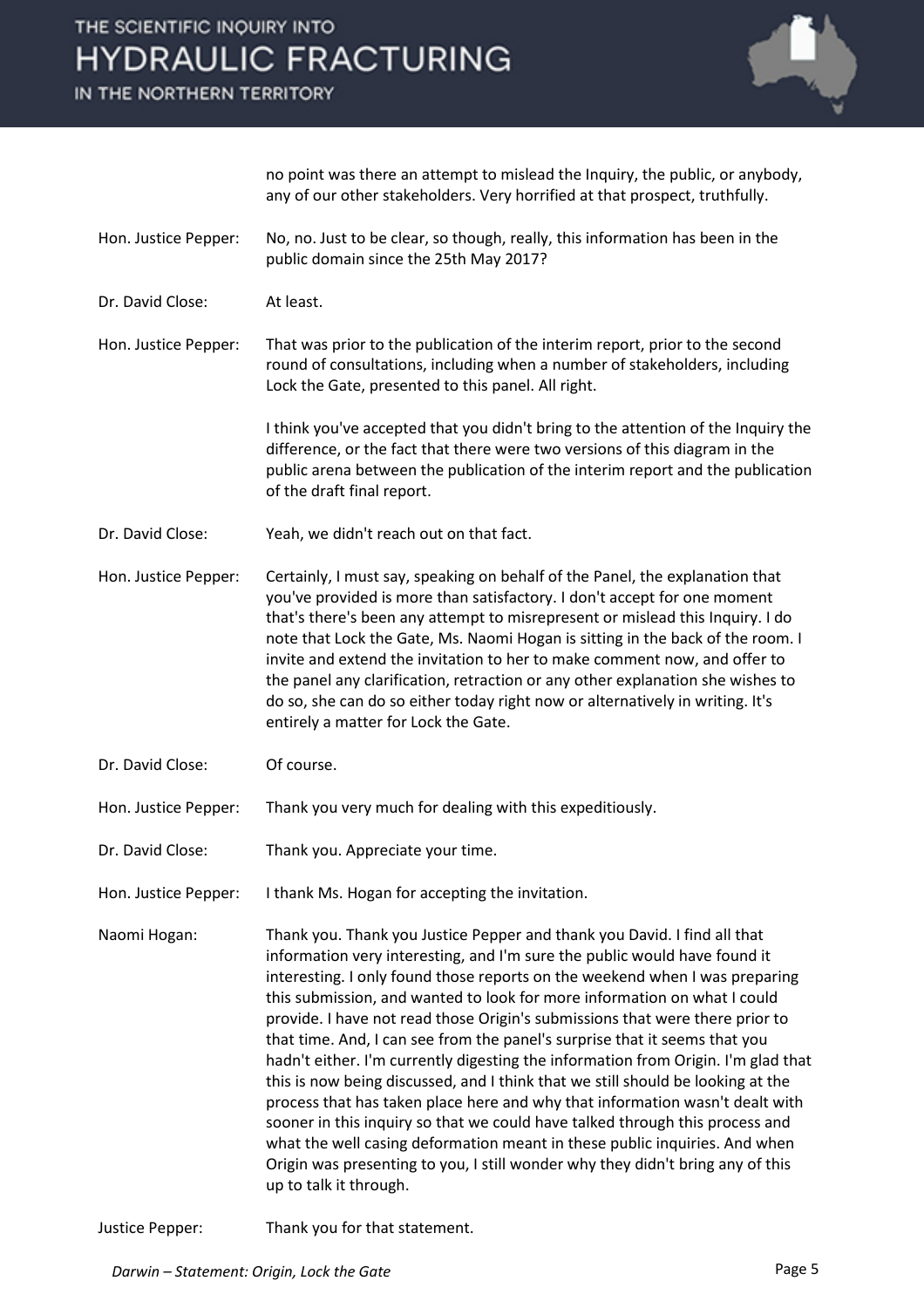no point was there an attempt to mislead the Inquiry, the public, or anybody, any of our other stakeholders. Very horrified at that prospect, truthfully.

**Hon. Justice Pepper:** No, no. Just to be clear, so though, really, this information has been in the public domain since the 25th May 2017?

**Dr. David Close:** At least.

**Hon. Justice Pepper:** That was prior to the publication of the interim report, prior to the second round of consultations, including when a number of stakeholders, including Lock the Gate, presented to this panel. All right.

I think you've accepted that you didn't bring to the attention of the Inquiry the difference, or the fact that there were two versions of this diagram in the public arena between the publication of the interim report and the publication of the draft final report.

**Dr. David Close:** Yeah, we didn't reach out on that fact.

**Hon. Justice Pepper:** Certainly, I must say, speaking on behalf of the Panel, the explanation that you've provided is more than satisfactory. I don't accept for one moment that's there's been any attempt to misrepresent or mislead this Inquiry. I do note that Lock the Gate, Ms. Naomi Hogan is sitting in the back of the room. I invite and extend the invitation to her to make comment now, and offer to the panel any clarification, retraction or any other explanation she wishes to do so, she can do so either today right now or alternatively in writing. It's entirely a matter for Lock the Gate.

**Dr. David Close:** Of course.

**Hon. Justice Pepper:** Thank you very much for dealing with this expeditiously.

**Dr. David Close:** Thank you. Appreciate your time.

**Hon. Justice Pepper:** I thank Ms. Hogan for accepting the invitation.

**Naomi Hogan:** Thank you. Thank you Justice Pepper and thank you David. I find all that information very interesting, and I'm sure the public would have found it interesting. I only found those reports on the weekend when I was preparing this submission, and wanted to look for more information on what I could provide. I have not read those Origin's submissions that were there prior to that time. And, I can see from the panel's surprise that it seems that you hadn't either. I'm currently digesting the information from Origin. I'm glad that this is now being discussed, and I think that we still should be looking at the process that has taken place here and why that information wasn't dealt with sooner in this inquiry so that we could have talked through this process and what the well casing deformation meant in these public inquiries. And when Origin was presenting to you, I still wonder why they didn't bring any of this up to talk it through.

**Justice Pepper:** Thank you for that statement.